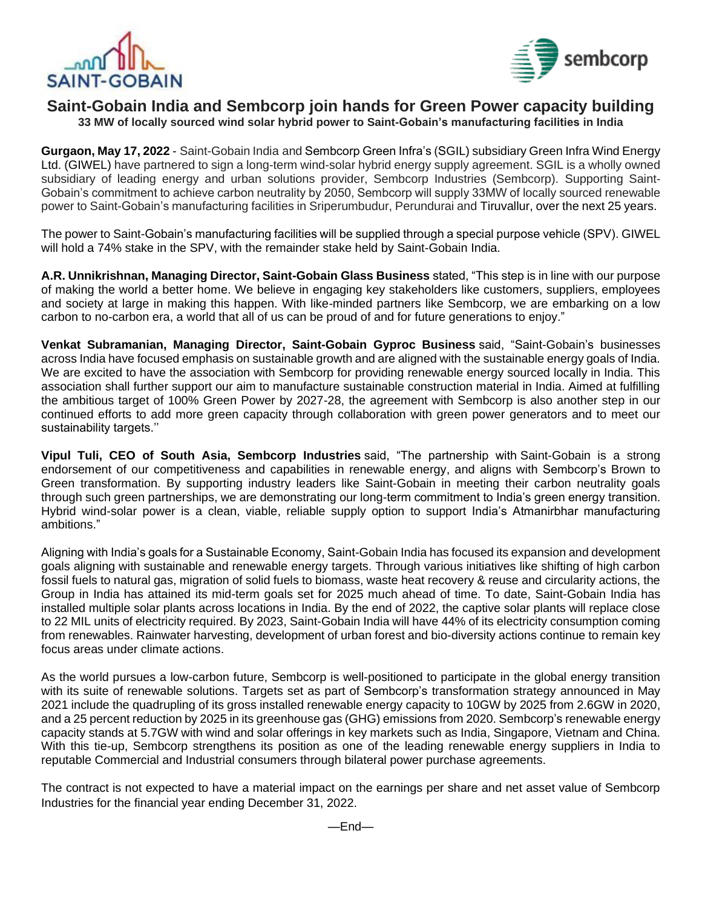# Saint-Gobain India and Sembcorp join hands for Green Power capacity building

**33 MW of locally sourced wind solar hybrid power to Saint-Gobain's manufacturing facilities in India**

**Gurgaon, May 17, 2022** - Saint-Gobain India and Sembcorp Green Infra's (SGIL) subsidiary Green Infra Wind Energy Ltd. (GIWEL) have partnered to sign a long-term wind-solar hybrid energy supply agreement. SGIL is a wholly owned subsidiary of leading energy and urban solutions provider, Sembcorp Industries (Sembcorp). Supporting Saint-Gobain's commitment to achieve carbon neutrality by 2050, Sembcorp will supply 33MW of locally sourced renewable power to Saint-Gobain's manufacturing facilities in Sriperumbudur, Perundurai and Tiruvallur, over the next 25 years.

The power to Saint-Gobain's manufacturing facilities will be supplied through a special purpose vehicle (SPV). GIWEL will hold a 74% stake in the SPV, with the remainder stake held by Saint-Gobain India.

**A.R. Unnikrishnan, Managing Director, Saint-Gobain Glass Business** stated, "This step is in line with our purpose of making the world a better home. We believe in engaging key stakeholders like customers, suppliers, employees and society at large in making this happen. With like-minded partners like Sembcorp, we are embarking on a low carbon to no-carbon era, a world that all of us can be proud of and for future generations to enjoy."

**Venkat Subramanian, Managing Director, Saint-Gobain Gyproc Business** said, "Saint-Gobain's businesses across India have focused emphasis on sustainable growth and are aligned with the sustainable energy goals of India. We are excited to have the association with Sembcorp for providing renewable energy sourced locally in India. This association shall further support our aim to manufacture sustainable construction material in India. Aimed at fulfilling the ambitious target of 100% Green Power by 2027-28, the agreement with Sembcorp is also another step in our continued efforts to add more green capacity through collaboration with green power generators and to meet our sustainability targets.''

**Vipul Tuli, CEO of South Asia, Sembcorp Industries** said, "The partnership with Saint-Gobain is a strong endorsement of our competitiveness and capabilities in renewable energy, and aligns with Sembcorp's Brown to Green transformation. By supporting industry leaders like Saint-Gobain in meeting their carbon neutrality goals through such green partnerships, we are demonstrating our long-term commitment to India's green energy transition. Hybrid wind-solar power is a clean, viable, reliable supply option to support India's Atmanirbhar manufacturing ambitions."

Aligning with India's goals for a Sustainable Economy, Saint-Gobain India has focused its expansion and development goals aligning with sustainable and renewable energy targets. Through various initiatives like shifting of high carbon fossil fuels to natural gas, migration of solid fuels to biomass, waste heat recovery & reuse and circularity actions, the Group in India has attained its mid-term goals set for 2025 much ahead of time. To date, Saint-Gobain India has installed multiple solar plants across locations in India. By the end of 2022, the captive solar plants will replace close to 22 MIL units of electricity required. By 2023, Saint-Gobain India will have 44% of its electricity consumption coming from renewables. Rainwater harvesting, development of urban forest and bio-diversity actions continue to remain key focus areas under climate actions.

As the world pursues a low-carbon future, Sembcorp is well-positioned to participate in the global energy transition with its suite of renewable solutions. Targets set as part of Sembcorp's transformation strategy announced in May 2021 include the quadrupling of its gross installed renewable energy capacity to 10GW by 2025 from 2.6GW in 2020, and a 25 percent reduction by 2025 in its greenhouse gas (GHG) emissions from 2020. Sembcorp's renewable energy capacity stands at 5.7GW with wind and solar offerings in key markets such as India, Singapore, Vietnam and China. With this tie-up, Sembcorp strengthens its position as one of the leading renewable energy suppliers in India to reputable Commercial and Industrial consumers through bilateral power purchase agreements.

The contract is not expected to have a material impact on the earnings per share and net asset value of Sembcorp Industries for the financial year ending December 31, 2022.

—End—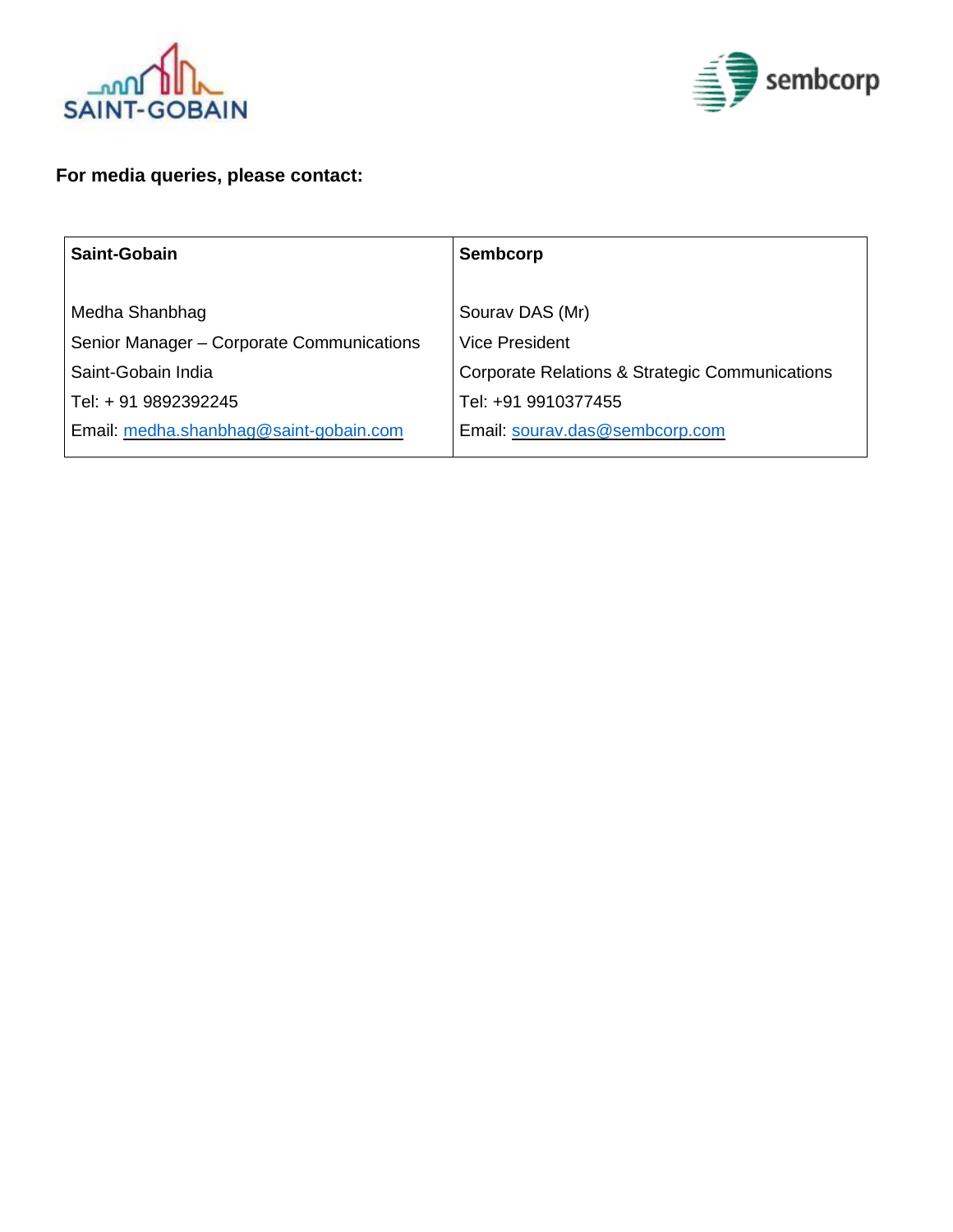**For media queries, please contact:**

| **Saint-Gobain** | **Sembcorp** |
| --- | --- |
| Medha Shanbhag<br>Senior Manager – Corporate Communications<br>Saint-Gobain India<br>Tel: + 91 9892392245<br>Email: medha.shanbhag@saint-gobain.com | Sourav DAS (Mr)<br>Vice President<br>Corporate Relations & Strategic Communications<br>Tel: +91 9910377455<br>Email: sourav.das@sembcorp.com |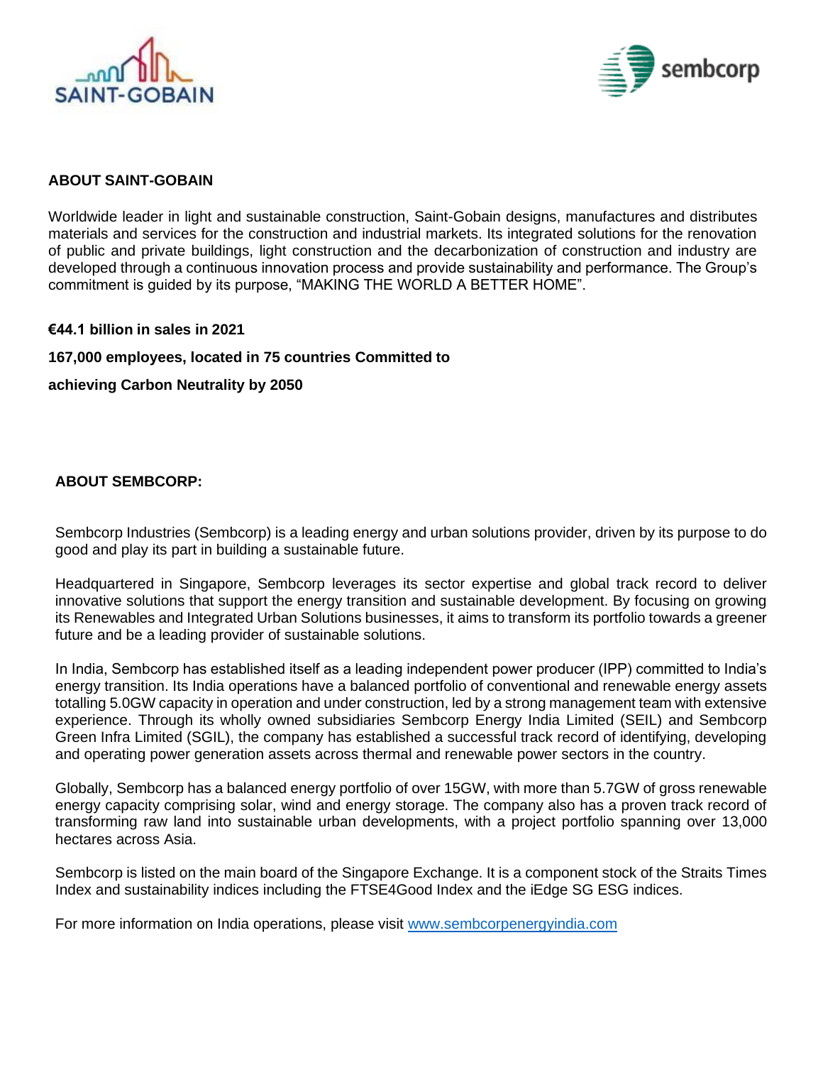## ABOUT SAINT-GOBAIN

Worldwide leader in light and sustainable construction, Saint-Gobain designs, manufactures and distributes materials and services for the construction and industrial markets. Its integrated solutions for the renovation of public and private buildings, light construction and the decarbonization of construction and industry are developed through a continuous innovation process and provide sustainability and performance. The Group's commitment is guided by its purpose, "MAKING THE WORLD A BETTER HOME".

**€44.1 billion in sales in 2021**

**167,000 employees, located in 75 countries Committed to**

**achieving Carbon Neutrality by 2050**

## ABOUT SEMBCORP:

Sembcorp Industries (Sembcorp) is a leading energy and urban solutions provider, driven by its purpose to do good and play its part in building a sustainable future.

Headquartered in Singapore, Sembcorp leverages its sector expertise and global track record to deliver innovative solutions that support the energy transition and sustainable development. By focusing on growing its Renewables and Integrated Urban Solutions businesses, it aims to transform its portfolio towards a greener future and be a leading provider of sustainable solutions.

In India, Sembcorp has established itself as a leading independent power producer (IPP) committed to India's energy transition. Its India operations have a balanced portfolio of conventional and renewable energy assets totalling 5.0GW capacity in operation and under construction, led by a strong management team with extensive experience. Through its wholly owned subsidiaries Sembcorp Energy India Limited (SEIL) and Sembcorp Green Infra Limited (SGIL), the company has established a successful track record of identifying, developing and operating power generation assets across thermal and renewable power sectors in the country.

Globally, Sembcorp has a balanced energy portfolio of over 15GW, with more than 5.7GW of gross renewable energy capacity comprising solar, wind and energy storage. The company also has a proven track record of transforming raw land into sustainable urban developments, with a project portfolio spanning over 13,000 hectares across Asia.

Sembcorp is listed on the main board of the Singapore Exchange. It is a component stock of the Straits Times Index and sustainability indices including the FTSE4Good Index and the iEdge SG ESG indices.

For more information on India operations, please visit [www.sembcorpenergyindia.com](http://www.sembcorpenergyindia.com)